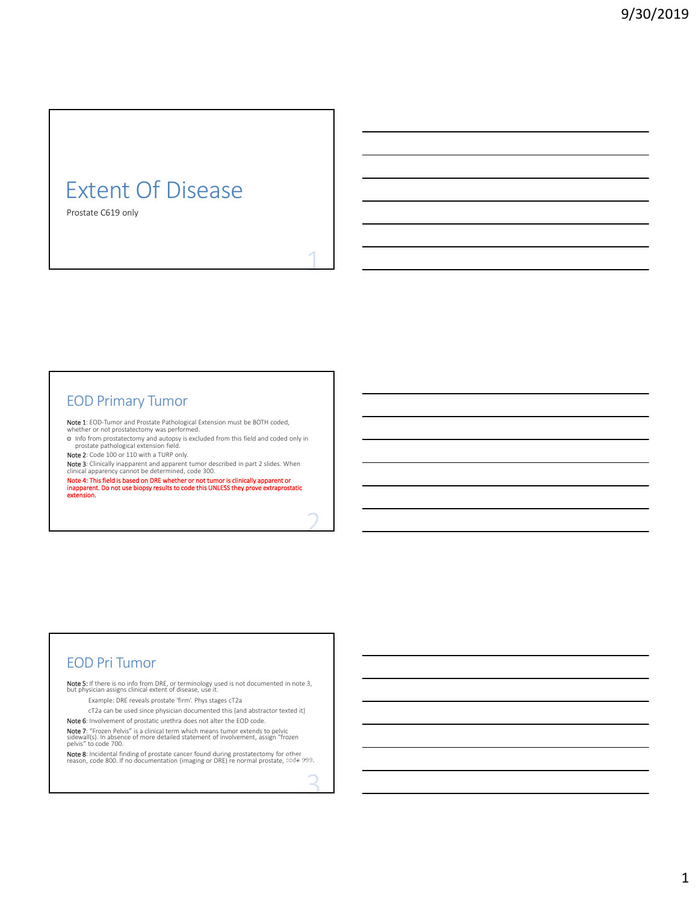# Extent Of Disease

Prostate C619 only

## EOD Primary Tumor

**Note 1**: EOD-Tumor and Prostate Pathological Extension must be BOTH coded, whether or not prostatectomy was performed.

- Info from prostatectomy and autopsy is excluded from this field and coded only in prostate pathological extension field.

**Note 2**: Code 100 or 110 with a TURP only.

**Note 3**: Clinically inapparent and apparent tumor described in part 2 slides. When clinical apparency cannot be determined, code 300.

**Note 4: This field is based on DRE whether or not tumor is clinically apparent or inapparent. Do not use biopsy results to code this UNLESS they prove extraprostatic extension.**

## EOD Pri Tumor

**Note 5**: If there is no info from DRE, or terminology used is not documented in note 3, but physician assigns clinical extent of disease, use it.

Example: DRE reveals prostate 'firm'. Phys stages cT2a

cT2a can be used since physician documented this (and abstractor texted it)

**Note 6**: Involvement of prostatic urethra does not alter the EOD code.

**Note 7**: "Frozen Pelvis" is a clinical term which means tumor extends to pelvic sidewall(s). In absence of more detailed statement of involvement, assign "frozen pelvis" to code 700.

**Note 8**: Incidental finding of prostate cancer found during prostatectomy for other reason, code 800. If no documentation (imaging or DRE) re normal prostate, code 999.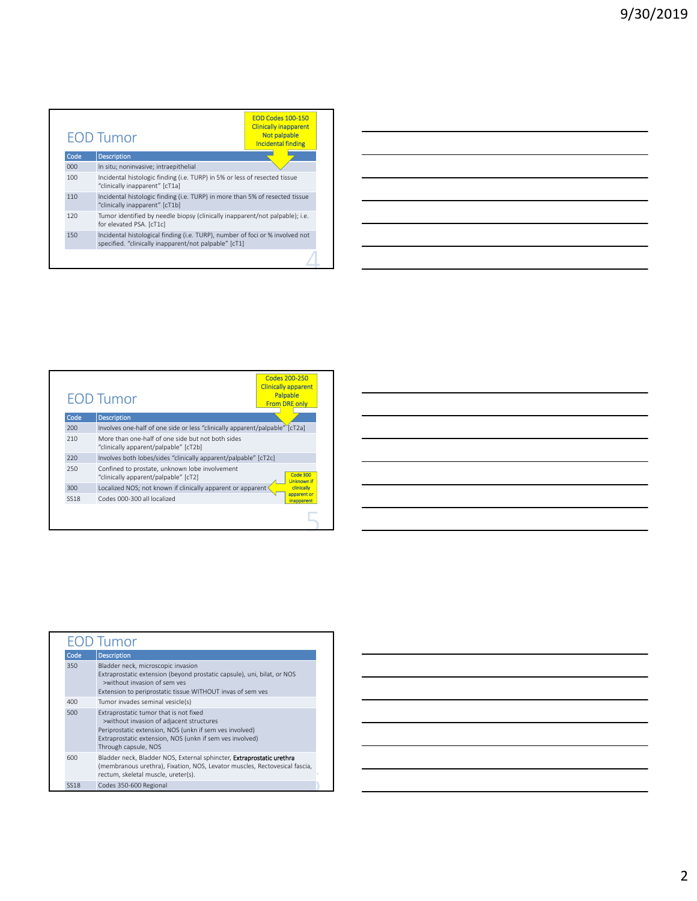## EOD Tumor

EOD Codes 100-150
Clinically inapparent
Not palpable
Incidental finding

| Code | Description |
|---|---|
| 000 | In situ; noninvasive; intraepithelial |
| 100 | Incidental histologic finding (i.e. TURP) in 5% or less of resected tissue "clinically inapparent" [cT1a] |
| 110 | Incidental histologic finding (i.e. TURP) in more than 5% of resected tissue "clinically inapparent" [cT1b] |
| 120 | Tumor identified by needle biopsy (clinically inapparent/not palpable); i.e. for elevated PSA. [cT1c] |
| 150 | Incidental histological finding (i.e. TURP), number of foci or % involved not specified. "clinically inapparent/not palpable" [cT1] |

## EOD Tumor

Codes 200-250
Clinically apparent
Palpable
From DRE only

| Code | Description |
|---|---|
| 200 | Involves one-half of one side or less "clinically apparent/palpable" [cT2a] |
| 210 | More than one-half of one side but not both sides "clinically apparent/palpable" [cT2b] |
| 220 | Involves both lobes/sides "clinically apparent/palpable" [cT2c] |
| 250 | Confined to prostate, unknown lobe involvement "clinically apparent/palpable" [cT2] |
| 300 | Localized NOS; not known if clinically apparent or apparent |
| SS18 | Codes 000-300 all localized |

Code 300
Unknown if clinically apparent or inapparent

## EOD Tumor

| Code | Description |
|---|---|
| 350 | Bladder neck, microscopic invasion<br>Extraprostatic extension (beyond prostatic capsule), uni, bilat, or NOS<br>>without invasion of sem ves<br>Extension to periprostatic tissue WITHOUT invas of sem ves |
| 400 | Tumor invades seminal vesicle(s) |
| 500 | Extraprostatic tumor that is not fixed<br>>without invasion of adjacent structures<br>Periprostatic extension, NOS (unkn if sem ves involved)<br>Extraprostatic extension, NOS (unkn if sem ves involved)<br>Through capsule, NOS |
| 600 | Bladder neck, Bladder NOS, External sphincter, **Extraprostatic urethra** (membranous urethra), Fixation, NOS, Levator muscles, Rectovesical fascia, rectum, skeletal muscle, ureter(s). |
| SS18 | Codes 350-600 Regional |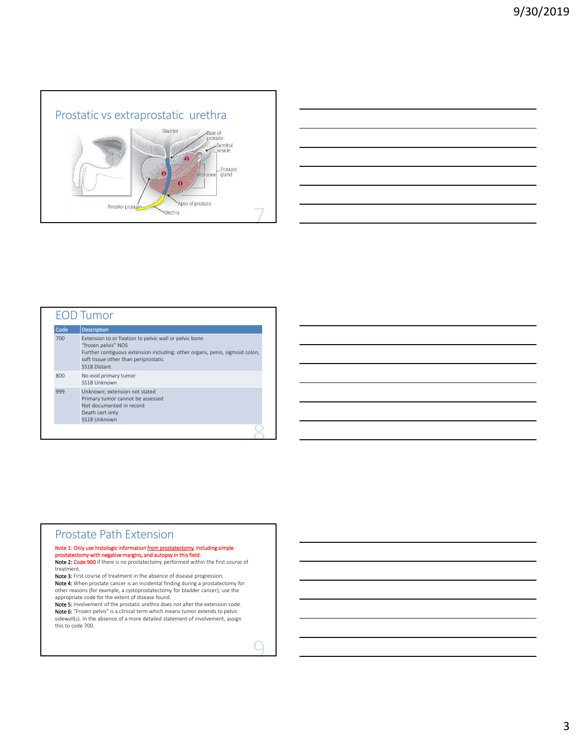## Prostatic vs extraprostatic urethra

Bladder

Base of prostate

Seminal vesicle

Prostate gland

Mid-zone

Anterior prostate

Apex of prostate

Urethra

## EOD Tumor

| Code | Description |
|---|---|
| 700 | Extension to or fixation to pelvic wall or pelvic bone<br>"frozen pelvis" NOS<br>Further contiguous extension including: other organs, penis, sigmoid colon, soft tissue other than periprostatic<br>SS18 Distant |
| 800 | No evid primary tumor<br>SS18 Unknown |
| 999 | Unknown; extension not stated<br>Primary tumor cannot be assessed<br>Not documented in record<br>Death cert only<br>SS18 Unknown |

## Prostate Path Extension

Note 1: Only use histologic information from prostatectomy, including simple prostatectomy with negative margins, and autopsy in this field.

**Note 2:** Code 900 if there is no prostatectomy performed within the first course of treatment.

**Note 3:** First course of treatment in the absence of disease progression.

**Note 4:** When prostate cancer is an incidental finding during a prostatectomy for other reasons (for example, a cystoprostatectomy for bladder cancer), use the appropriate code for the extent of disease found.

**Note 5:** Involvement of the prostatic urethra does not alter the extension code.

**Note 6:** "Frozen pelvis" is a clinical term which means tumor extends to pelvic sidewall(s). In the absence of a more detailed statement of involvement, assign this to code 700.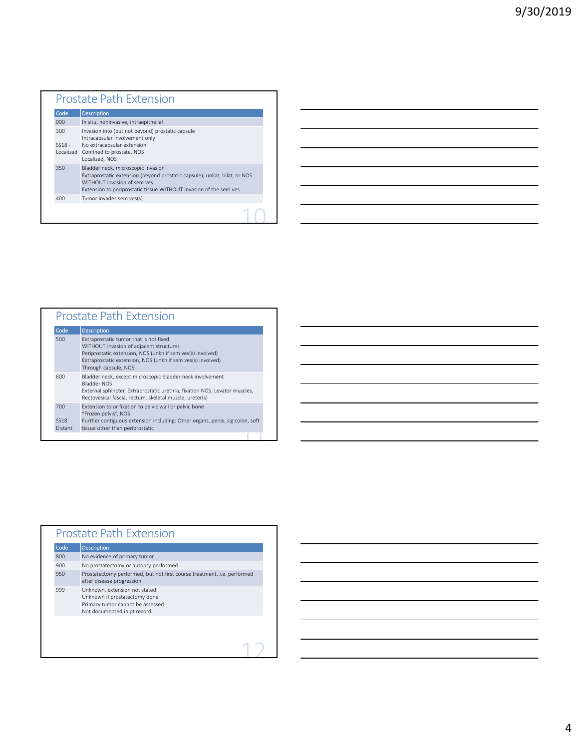## Prostate Path Extension

| Code | Description |
|---|---|
| 000 | In situ, noninvasive, intraepithelial |
| 300<br><br>SS18 - Localized | Invasion into (but not beyond) prostatic capsule<br>Intracapsular involvement only<br>No extracapsular extension<br>Confined to prostate, NOS<br>Localized, NOS |
| 350 | Bladder neck, microscopic invasion<br>Extraprostatic extension (beyond prostatic capsule), unliat, bilat, or NOS WITHOUT invasion of sem ves<br>Extension to periprostatic tissue WITHOUT invasion of the sem ves |
| 400 | Tumor invades sem ves(s) |

## Prostate Path Extension

| Code | Description |
|---|---|
| 500 | Extraprostatic tumor that is not fixed<br>WITHOUT invasion of adjacent structures<br>Periprostatic extension, NOS (unkn if sem ves(s) involved)<br>Extraprostatic extension, NOS (unkn if sem ves(s) involved)<br>Through capsule, NOS |
| 600 | Bladder neck, except microscopic bladder neck involvement<br>Bladder NOS<br>External sphincter, Extraprostatic urethra, fixation NOS, Levator muscles, Rectovesical fascia, rectum, skeletal muscle, ureter(s) |
| 700<br><br>SS18 Distant | Extension to or fixation to pelvic wall or pelvic bone<br>"Frozen pelvis", NOS<br>Further contiguous extension including: Other organs, penis, sig colon, soft tissue other than periprostatic |

## Prostate Path Extension

| Code | Description |
|---|---|
| 800 | No evidence of primary tumor |
| 900 | No prostatectomy or autopsy performed |
| 950 | Prostatectomy performed, but not first course treatment, i.e. performed after disease progression |
| 999 | Unknown, extension not stated<br>Unknown if prostatectomy done<br>Primary tumor cannot be assessed<br>Not documented in pt record |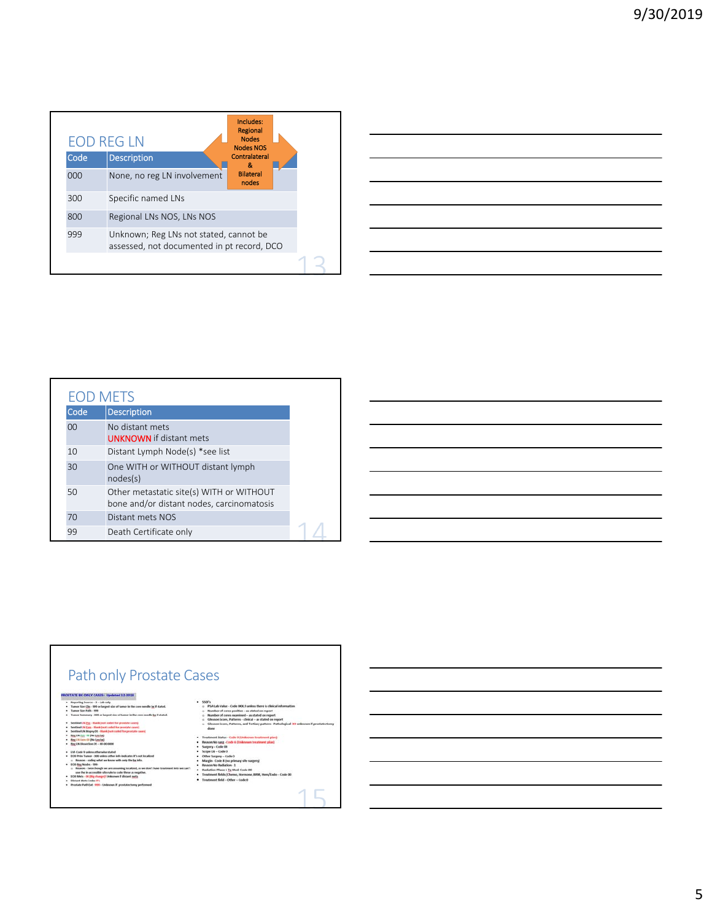## EOD REG LN

Includes: Regional Nodes Nodes NOS Contralateral & Bilateral nodes

| Code | Description |
|---|---|
| 000 | None, no reg LN involvement |
| 300 | Specific named LNs |
| 800 | Regional LNs NOS, LNs NOS |
| 999 | Unknown; Reg LNs not stated, cannot be assessed, not documented in pt record, DCO |

## EOD METS

| Code | Description |
|---|---|
| 00 | No distant mets<br>UNKNOWN if distant mets |
| 10 | Distant Lymph Node(s) *see list |
| 30 | One WITH or WITHOUT distant lymph nodes(s) |
| 50 | Other metastatic site(s) WITH or WITHOUT bone and/or distant nodes, carcinomatosis |
| 70 | Distant mets NOS |
| 99 | Death Certificate only |

## Path only Prostate Cases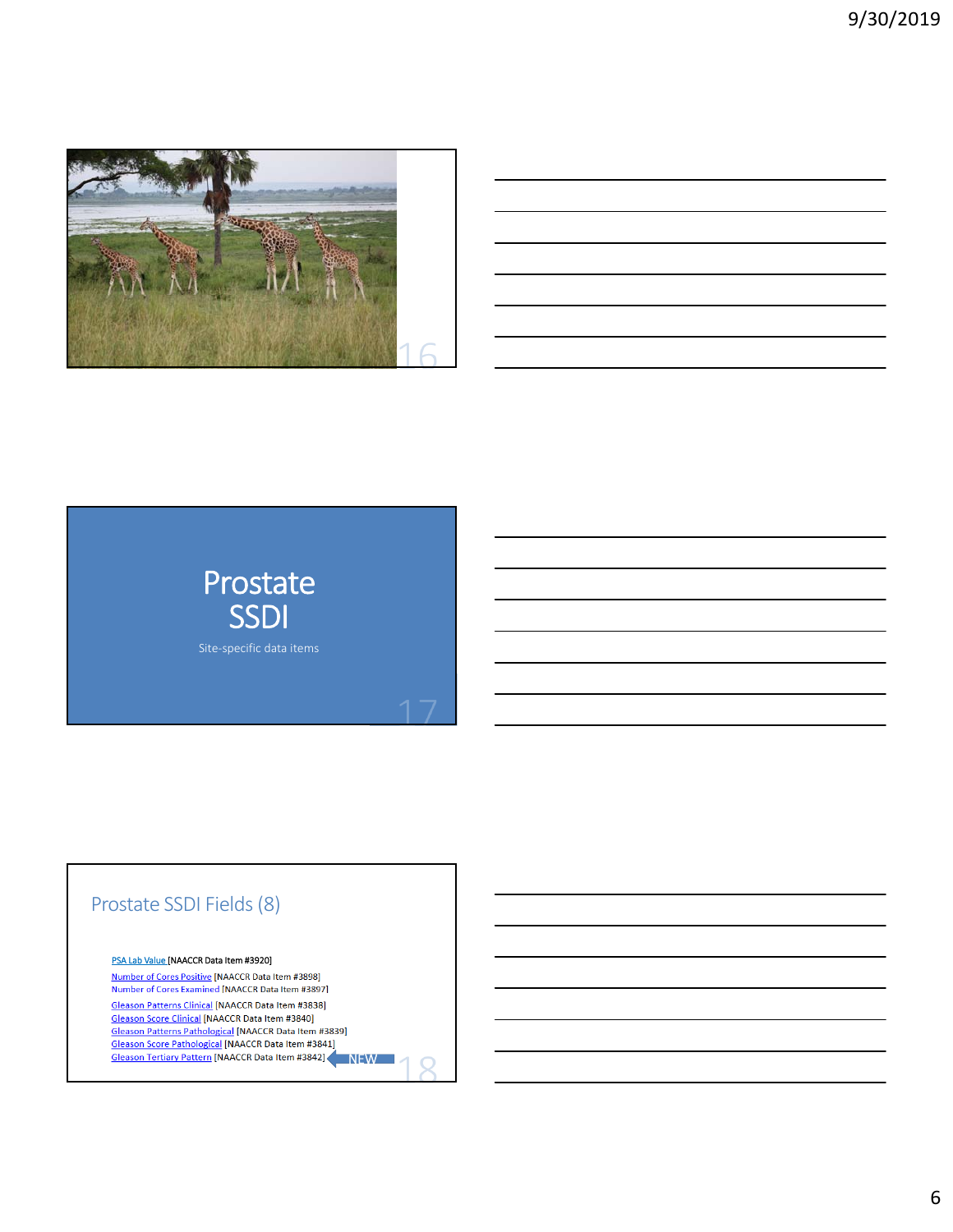# Prostate SSDI

Site-specific data items

## Prostate SSDI Fields (8)

- PSA Lab Value [NAACCR Data Item #3920]
- Number of Cores Positive [NAACCR Data Item #3898]
- Number of Cores Examined [NAACCR Data Item #3897]
- Gleason Patterns Clinical [NAACCR Data Item #3838]
- Gleason Score Clinical [NAACCR Data Item #3840]
- Gleason Patterns Pathological [NAACCR Data Item #3839]
- Gleason Score Pathological [NAACCR Data Item #3841]
- Gleason Tertiary Pattern [NAACCR Data Item #3842] NEW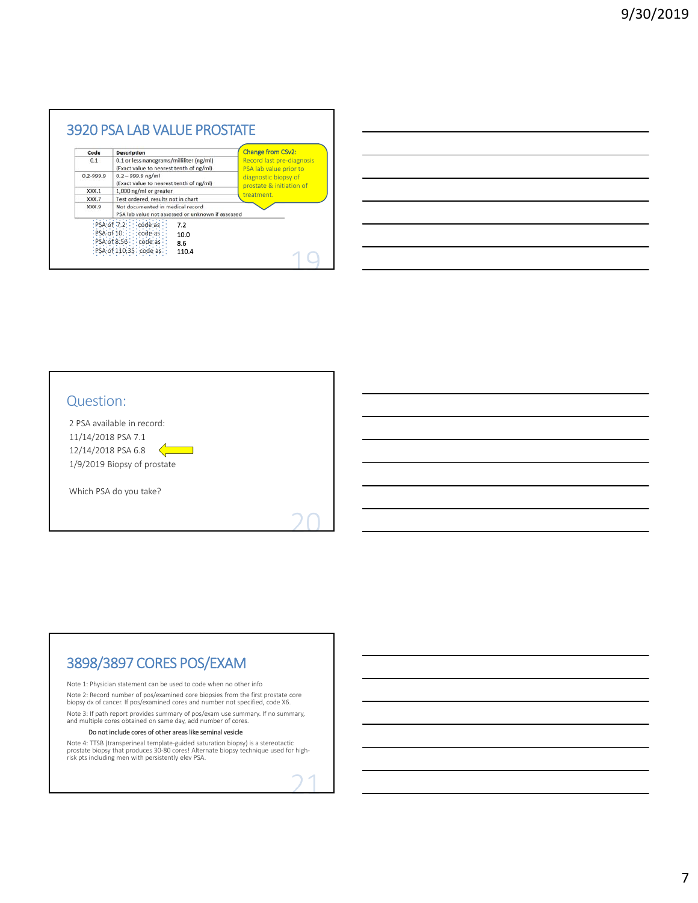## 3920 PSA LAB VALUE PROSTATE

| Code | Description |
|---|---|
| 0.1 | 0.1 or less nanograms/milliliter (ng/ml) (Exact value to nearest tenth of ng/ml) |
| 0.2-999.9 | 0.2 – 999.9 ng/ml (Exact value to nearest tenth of ng/ml) |
| XXX.1 | 1,000 ng/ml or greater |
| XXX.7 | Test ordered, results not in chart |
| XXX.9 | Not documented in medical record PSA lab value not assessed or unknown if assessed |

Change from CSv2: Record last pre-diagnosis PSA lab value prior to diagnostic biopsy of prostate & initiation of treatment.

| | | |
|---|---|---|
| PSA of 7.2 | code as | 7.2 |
| PSA of 10 | code as | 10.0 |
| PSA of 8.56 | code as | 8.6 |
| PSA of 110.35 | code as | 110.4 |

## Question:

2 PSA available in record:

11/14/2018 PSA 7.1

12/14/2018 PSA 6.8 ⇐

1/9/2019 Biopsy of prostate

Which PSA do you take?

## 3898/3897 CORES POS/EXAM

Note 1: Physician statement can be used to code when no other info

Note 2: Record number of pos/examined core biopsies from the first prostate core biopsy dx of cancer. If pos/examined cores and number not specified, code X6.

Note 3: If path report provides summary of pos/exam use summary. If no summary, and multiple cores obtained on same day, add number of cores.

Do not include cores of other areas like seminal vesicle

Note 4: TTSB (transperineal template-guided saturation biopsy) is a stereotactic prostate biopsy that produces 30-80 cores! Alternate biopsy technique used for high-risk pts including men with persistently elev PSA.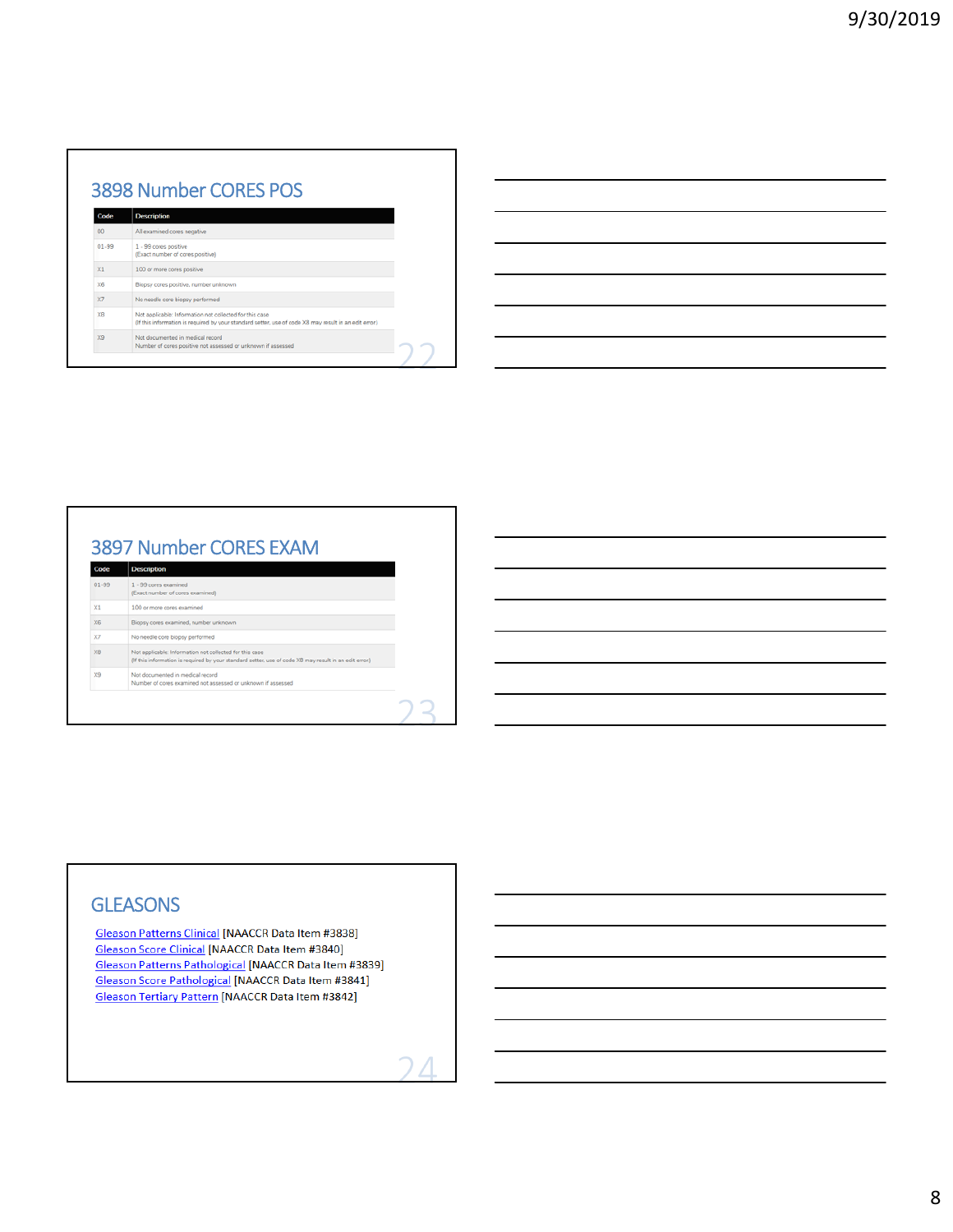## 3898 Number CORES POS

| Code | Description |
|---|---|
| 00 | All examined cores negative |
| 01-99 | 1 - 99 cores positive (Exact number of cores positive) |
| X1 | 100 or more cores positive |
| X6 | Biopsy cores positive, number unknown |
| X7 | No needle core biopsy performed |
| X8 | Not applicable: Information not collected for this case (If this information is required by your standard setter, use of code X8 may result in an edit error) |
| X9 | Not documented in medical record Number of cores positive not assessed or unknown if assessed |

## 3897 Number CORES EXAM

| Code | Description |
|---|---|
| 01-99 | 1 - 99 cores examined (Exact number of cores examined) |
| X1 | 100 or more cores examined |
| X6 | Biopsy cores examined, number unknown |
| X7 | No needle core biopsy performed |
| X8 | Not applicable: Information not collected for this case (If this information is required by your standard setter, use of code X8 may result in an edit error) |
| X9 | Not documented in medical record Number of cores examined not assessed or unknown if assessed |

## GLEASONS

Gleason Patterns Clinical [NAACCR Data Item #3838]
Gleason Score Clinical [NAACCR Data Item #3840]
Gleason Patterns Pathological [NAACCR Data Item #3839]
Gleason Score Pathological [NAACCR Data Item #3841]
Gleason Tertiary Pattern [NAACCR Data Item #3842]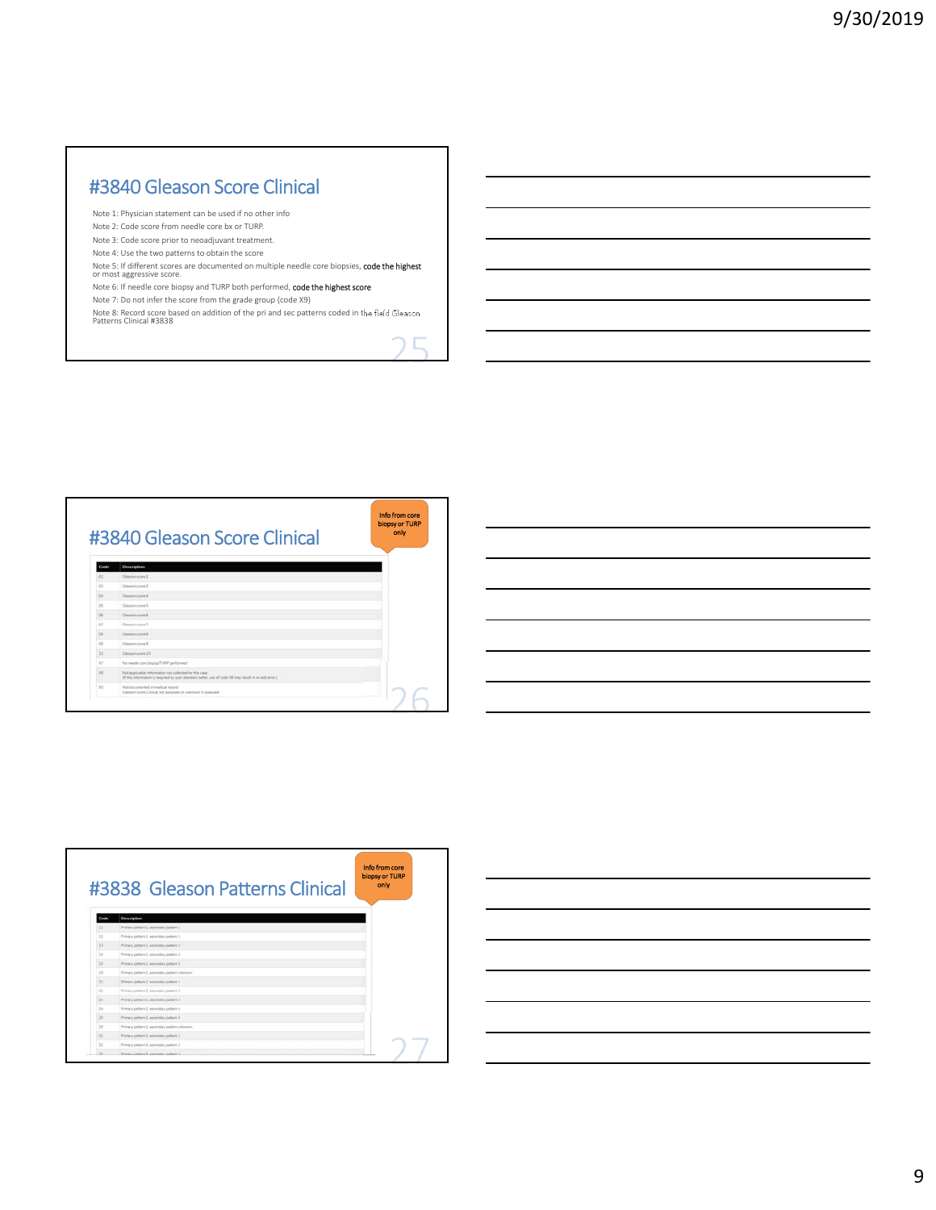## #3840 Gleason Score Clinical

Note 1: Physician statement can be used if no other info

Note 2: Code score from needle core bx or TURP.

Note 3: Code score prior to neoadjuvant treatment.

Note 4: Use the two patterns to obtain the score

Note 5: If different scores are documented on multiple needle core biopsies, **code the highest** or most aggressive score.

Note 6: If needle core biopsy and TURP both performed, **code the highest score**

Note 7: Do not infer the score from the grade group (code X9)

Note 8: Record score based on addition of the pri and sec patterns coded in the field Gleason Patterns Clinical #3838

## #3840 Gleason Score Clinical

Info from core biopsy or TURP only

| Code | Description |
|---|---|
| 02 | Gleason score 2 |
| 03 | Gleason score 3 |
| 04 | Gleason score 4 |
| 05 | Gleason score 5 |
| 06 | Gleason score 6 |
| 07 | Gleason score 7 |
| 08 | Gleason score 8 |
| 09 | Gleason score 9 |
| 10 | Gleason score 10 |
| X7 | No needle core biopsy/TURP performed |
| X8 | Not applicable: Information not collected for this case (If this information is required by your standard setter, use of code X8 may result in an edit error.) |
| X9 | Not documented in medical record Gleason Score Clinical not assessed or unknown if assessed |

## #3838 Gleason Patterns Clinical

Info from core biopsy or TURP only

| Code | Description |
|---|---|
| 11 | Primary pattern 1, secondary pattern 1 |
| 12 | Primary pattern 1, secondary pattern 2 |
| 13 | Primary pattern 1, secondary pattern 3 |
| 14 | Primary pattern 1, secondary pattern 4 |
| 15 | Primary pattern 1, secondary pattern 5 |
| 19 | Primary pattern 1, secondary pattern unknown |
| 21 | Primary pattern 2, secondary pattern 1 |
| 22 | Primary pattern 2, secondary pattern 2 |
| 23 | Primary pattern 2, secondary pattern 3 |
| 24 | Primary pattern 2, secondary pattern 4 |
| 25 | Primary pattern 2, secondary pattern 5 |
| 29 | Primary pattern 2, secondary pattern unknown |
| 31 | Primary pattern 3, secondary pattern 1 |
| 32 | Primary pattern 3, secondary pattern 2 |
| 33 | Primary pattern 3, secondary pattern 3 |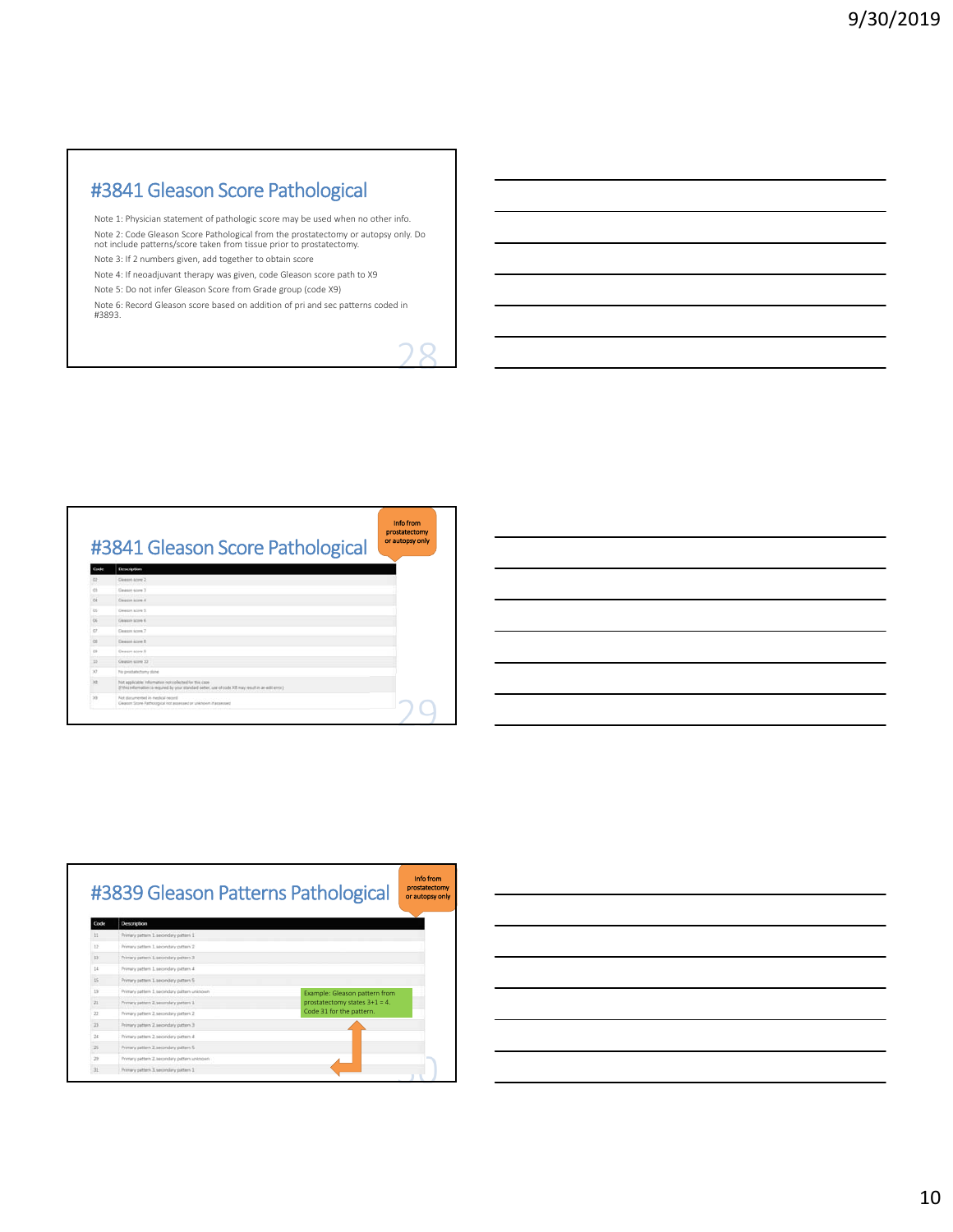## #3841 Gleason Score Pathological

Note 1: Physician statement of pathologic score may be used when no other info.

Note 2: Code Gleason Score Pathological from the prostatectomy or autopsy only. Do not include patterns/score taken from tissue prior to prostatectomy.

Note 3: If 2 numbers given, add together to obtain score

Note 4: If neoadjuvant therapy was given, code Gleason score path to X9

Note 5: Do not infer Gleason Score from Grade group (code X9)

Note 6: Record Gleason score based on addition of pri and sec patterns coded in #3893.

## #3841 Gleason Score Pathological

Info from prostatectomy or autopsy only

| Code | Description |
|---|---|
| 02 | Gleason score 2 |
| 03 | Gleason score 3 |
| 04 | Gleason score 4 |
| 05 | Gleason score 5 |
| 06 | Gleason score 6 |
| 07 | Gleason score 7 |
| 08 | Gleason score 8 |
| 09 | Gleason score 9 |
| 10 | Gleason score 10 |
| X7 | No prostatectomy done |
| X8 | Not applicable: Information not collected for this case (If this information is required by your standard setter, use of code X8 may result in an edit error.) |
| X9 | Not documented in medical record Gleason Score Pathological not assessed or unknown if assessed |

## #3839 Gleason Patterns Pathological

Info from prostatectomy or autopsy only

| Code | Description |
|---|---|
| 11 | Primary pattern 1, secondary pattern 1 |
| 12 | Primary pattern 1, secondary pattern 2 |
| 13 | Primary pattern 1, secondary pattern 3 |
| 14 | Primary pattern 1, secondary pattern 4 |
| 15 | Primary pattern 1, secondary pattern 5 |
| 19 | Primary pattern 1, secondary pattern unknown |
| 21 | Primary pattern 2, secondary pattern 1 |
| 22 | Primary pattern 2, secondary pattern 2 |
| 23 | Primary pattern 2, secondary pattern 3 |
| 24 | Primary pattern 2, secondary pattern 4 |
| 25 | Primary pattern 2, secondary pattern 5 |
| 29 | Primary pattern 2, secondary pattern unknown |
| 31 | Primary pattern 3, secondary pattern 1 |

Example: Gleason pattern from prostatectomy states 3+1 = 4. Code 31 for the pattern.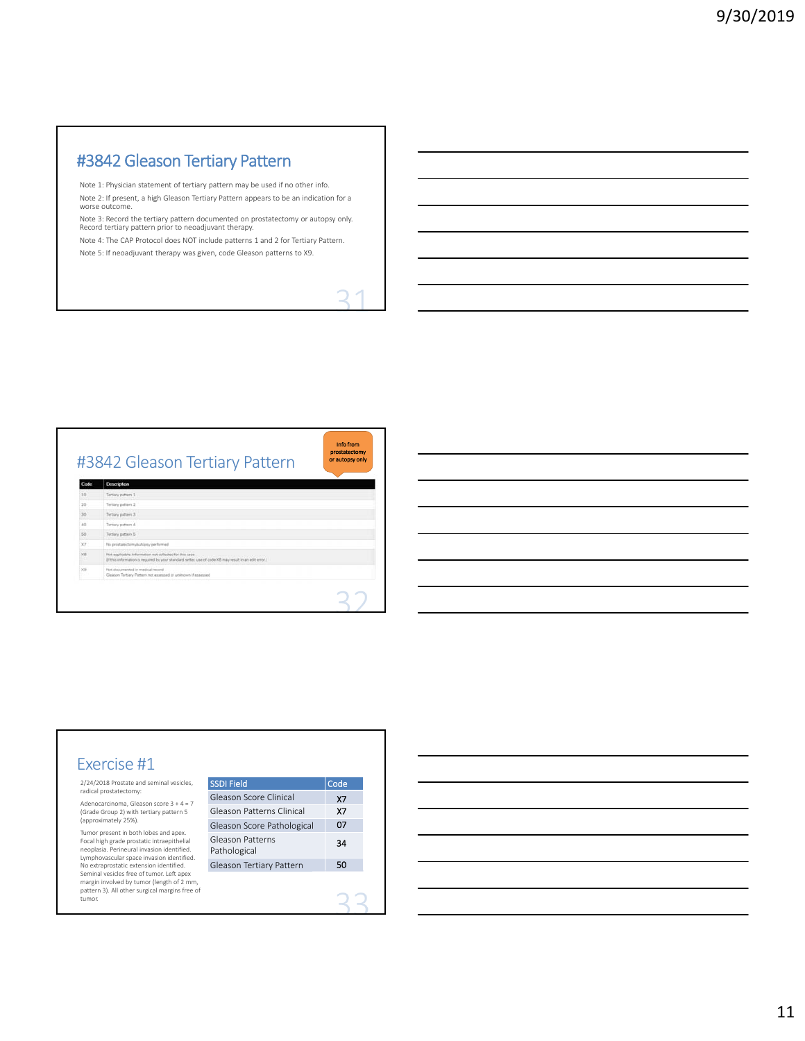## #3842 Gleason Tertiary Pattern

Note 1: Physician statement of tertiary pattern may be used if no other info.

Note 2: If present, a high Gleason Tertiary Pattern appears to be an indication for a worse outcome.

Note 3: Record the tertiary pattern documented on prostatectomy or autopsy only. Record tertiary pattern prior to neoadjuvant therapy.

Note 4: The CAP Protocol does NOT include patterns 1 and 2 for Tertiary Pattern.

Note 5: If neoadjuvant therapy was given, code Gleason patterns to X9.

## #3842 Gleason Tertiary Pattern

Info from prostatectomy or autopsy only

| Code | Description |
|---|---|
| 10 | Tertiary pattern 1 |
| 20 | Tertiary pattern 2 |
| 30 | Tertiary pattern 3 |
| 40 | Tertiary pattern 4 |
| 50 | Tertiary pattern 5 |
| X7 | No prostatectomy/autopsy performed |
| X8 | Not applicable: Information not collected for this case (If this information is required by your standard setter, use of code X8 may result in an edit error.) |
| X9 | Not documented in medical record Gleason Tertiary Pattern not assessed or unknown if assessed |

## Exercise #1

2/24/2018 Prostate and seminal vesicles, radical prostatectomy:

Adenocarcinoma, Gleason score 3 + 4 = 7 (Grade Group 2) with tertiary pattern 5 (approximately 25%).

Tumor present in both lobes and apex. Focal high grade prostatic intraepithelial neoplasia. Perineural invasion identified. Lymphovascular space invasion identified. No extraprostatic extension identified. Seminal vesicles free of tumor. Left apex margin involved by tumor (length of 2 mm, pattern 3). All other surgical margins free of tumor.

| SSDI Field | Code |
|---|---|
| Gleason Score Clinical | X7 |
| Gleason Patterns Clinical | X7 |
| Gleason Score Pathological | 07 |
| Gleason Patterns Pathological | 34 |
| Gleason Tertiary Pattern | 50 |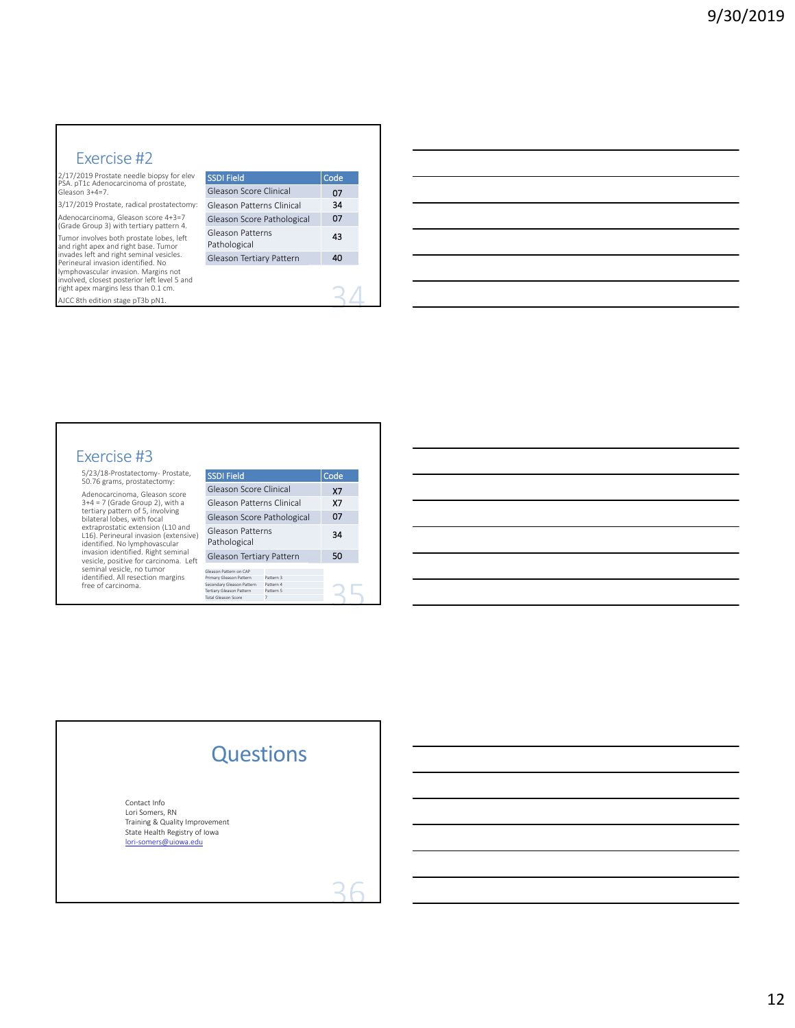## Exercise #2

2/17/2019 Prostate needle biopsy for elev PSA. pT1c Adenocarcinoma of prostate, Gleason 3+4=7.

3/17/2019 Prostate, radical prostatectomy:

Adenocarcinoma, Gleason score 4+3=7 (Grade Group 3) with tertiary pattern 4.

Tumor involves both prostate lobes, left and right apex and right base. Tumor invades left and right seminal vesicles. Perineural invasion identified. No lymphovascular invasion. Margins not involved, closest posterior left level 5 and right apex margins less than 0.1 cm.

AJCC 8th edition stage pT3b pN1.

| SSDI Field | Code |
|---|---|
| Gleason Score Clinical | 07 |
| Gleason Patterns Clinical | 34 |
| Gleason Score Pathological | 07 |
| Gleason Patterns Pathological | 43 |
| Gleason Tertiary Pattern | 40 |

## Exercise #3

5/23/18-Prostatectomy- Prostate, 50.76 grams, prostatectomy:

Adenocarcinoma, Gleason score 3+4 = 7 (Grade Group 2), with a tertiary pattern of 5, involving bilateral lobes, with focal extraprostatic extension (L10 and L16). Perineural invasion (extensive) identified. No lymphovascular invasion identified. Right seminal vesicle, positive for carcinoma. Left seminal vesicle, no tumor identified. All resection margins free of carcinoma.

| SSDI Field | Code |
|---|---|
| Gleason Score Clinical | X7 |
| Gleason Patterns Clinical | X7 |
| Gleason Score Pathological | 07 |
| Gleason Patterns Pathological | 34 |
| Gleason Tertiary Pattern | 50 |

| Gleason Pattern on CAP | |
|---|---|
| Primary Gleason Pattern | Pattern 3 |
| Secondary Gleason Pattern | Pattern 4 |
| Tertiary Gleason Pattern | Pattern 5 |
| Total Gleason Score | 7 |

## Questions

Contact Info
Lori Somers, RN
Training & Quality Improvement
State Health Registry of Iowa
lori-somers@uiowa.edu